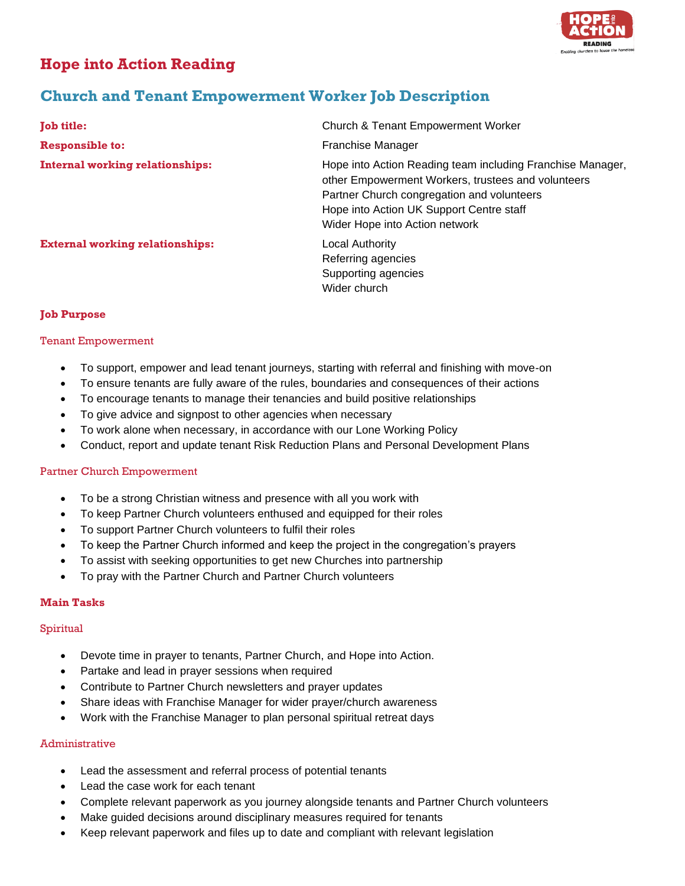# Hope into Action Reading

## Church and Tenant Empowerment Worker Job Description

| | |
|---|---|
| **Job title:** | Church & Tenant Empowerment Worker |
| **Responsible to:** | Franchise Manager |
| **Internal working relationships:** | Hope into Action Reading team including Franchise Manager, other Empowerment Workers, trustees and volunteers<br>Partner Church congregation and volunteers<br>Hope into Action UK Support Centre staff<br>Wider Hope into Action network |
| **External working relationships:** | Local Authority<br>Referring agencies<br>Supporting agencies<br>Wider church |

### Job Purpose

#### Tenant Empowerment

- To support, empower and lead tenant journeys, starting with referral and finishing with move-on
- To ensure tenants are fully aware of the rules, boundaries and consequences of their actions
- To encourage tenants to manage their tenancies and build positive relationships
- To give advice and signpost to other agencies when necessary
- To work alone when necessary, in accordance with our Lone Working Policy
- Conduct, report and update tenant Risk Reduction Plans and Personal Development Plans

#### Partner Church Empowerment

- To be a strong Christian witness and presence with all you work with
- To keep Partner Church volunteers enthused and equipped for their roles
- To support Partner Church volunteers to fulfil their roles
- To keep the Partner Church informed and keep the project in the congregation's prayers
- To assist with seeking opportunities to get new Churches into partnership
- To pray with the Partner Church and Partner Church volunteers

### Main Tasks

#### Spiritual

- Devote time in prayer to tenants, Partner Church, and Hope into Action.
- Partake and lead in prayer sessions when required
- Contribute to Partner Church newsletters and prayer updates
- Share ideas with Franchise Manager for wider prayer/church awareness
- Work with the Franchise Manager to plan personal spiritual retreat days

#### Administrative

- Lead the assessment and referral process of potential tenants
- Lead the case work for each tenant
- Complete relevant paperwork as you journey alongside tenants and Partner Church volunteers
- Make guided decisions around disciplinary measures required for tenants
- Keep relevant paperwork and files up to date and compliant with relevant legislation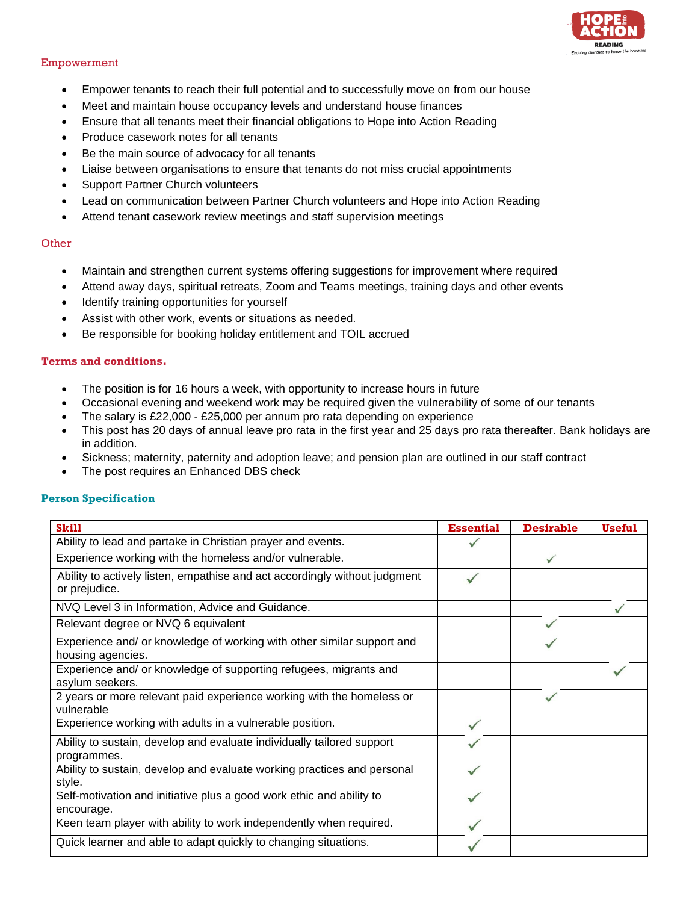### Empowerment

- Empower tenants to reach their full potential and to successfully move on from our house
- Meet and maintain house occupancy levels and understand house finances
- Ensure that all tenants meet their financial obligations to Hope into Action Reading
- Produce casework notes for all tenants
- Be the main source of advocacy for all tenants
- Liaise between organisations to ensure that tenants do not miss crucial appointments
- Support Partner Church volunteers
- Lead on communication between Partner Church volunteers and Hope into Action Reading
- Attend tenant casework review meetings and staff supervision meetings

### Other

- Maintain and strengthen current systems offering suggestions for improvement where required
- Attend away days, spiritual retreats, Zoom and Teams meetings, training days and other events
- Identify training opportunities for yourself
- Assist with other work, events or situations as needed.
- Be responsible for booking holiday entitlement and TOIL accrued

## Terms and conditions.

- The position is for 16 hours a week, with opportunity to increase hours in future
- Occasional evening and weekend work may be required given the vulnerability of some of our tenants
- The salary is £22,000 - £25,000 per annum pro rata depending on experience
- This post has 20 days of annual leave pro rata in the first year and 25 days pro rata thereafter. Bank holidays are in addition.
- Sickness; maternity, paternity and adoption leave; and pension plan are outlined in our staff contract
- The post requires an Enhanced DBS check

## Person Specification

| Skill | Essential | Desirable | Useful |
|---|---|---|---|
| Ability to lead and partake in Christian prayer and events. | ✓ | | |
| Experience working with the homeless and/or vulnerable. | | ✓ | |
| Ability to actively listen, empathise and act accordingly without judgment or prejudice. | ✓ | | |
| NVQ Level 3 in Information, Advice and Guidance. | | | ✓ |
| Relevant degree or NVQ 6 equivalent | | ✓ | |
| Experience and/ or knowledge of working with other similar support and housing agencies. | | ✓ | |
| Experience and/ or knowledge of supporting refugees, migrants and asylum seekers. | | | ✓ |
| 2 years or more relevant paid experience working with the homeless or vulnerable | | ✓ | |
| Experience working with adults in a vulnerable position. | ✓ | | |
| Ability to sustain, develop and evaluate individually tailored support programmes. | ✓ | | |
| Ability to sustain, develop and evaluate working practices and personal style. | ✓ | | |
| Self-motivation and initiative plus a good work ethic and ability to encourage. | ✓ | | |
| Keen team player with ability to work independently when required. | ✓ | | |
| Quick learner and able to adapt quickly to changing situations. | ✓ | | |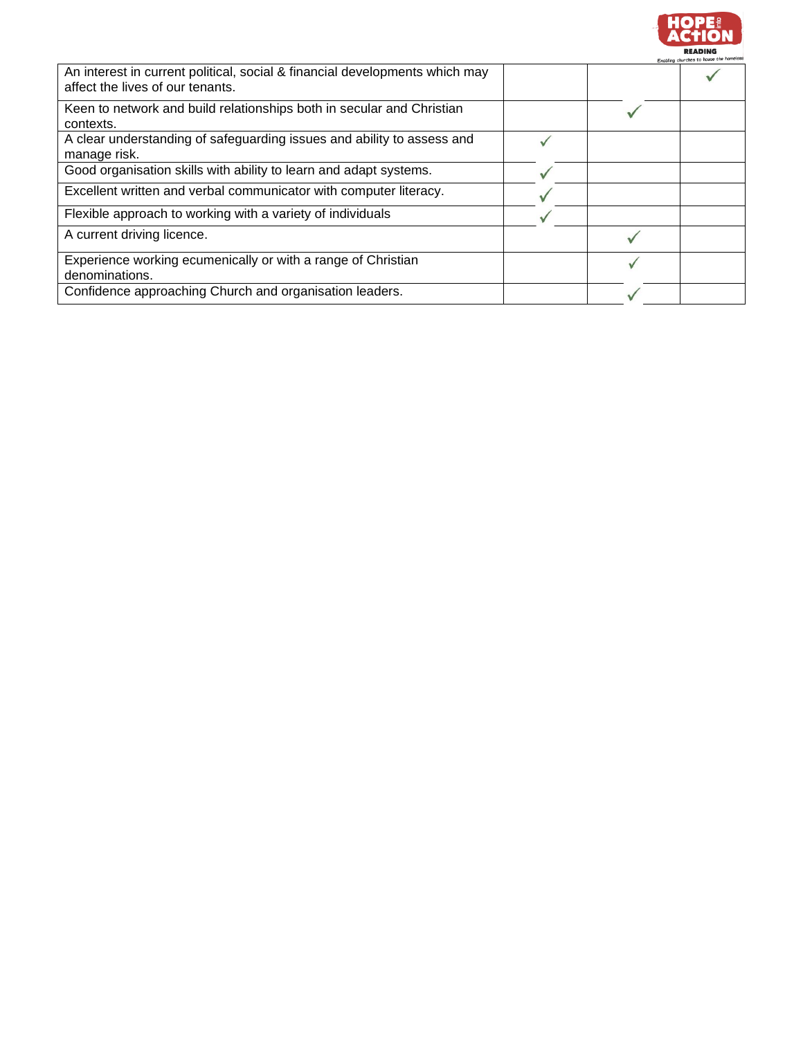| | | | |
|---|---|---|---|
| An interest in current political, social & financial developments which may affect the lives of our tenants. | | | ✓ |
| Keen to network and build relationships both in secular and Christian contexts. | | ✓ | |
| A clear understanding of safeguarding issues and ability to assess and manage risk. | ✓ | | |
| Good organisation skills with ability to learn and adapt systems. | ✓ | | |
| Excellent written and verbal communicator with computer literacy. | ✓ | | |
| Flexible approach to working with a variety of individuals | ✓ | | |
| A current driving licence. | | ✓ | |
| Experience working ecumenically or with a range of Christian denominations. | | ✓ | |
| Confidence approaching Church and organisation leaders. | | ✓ | |